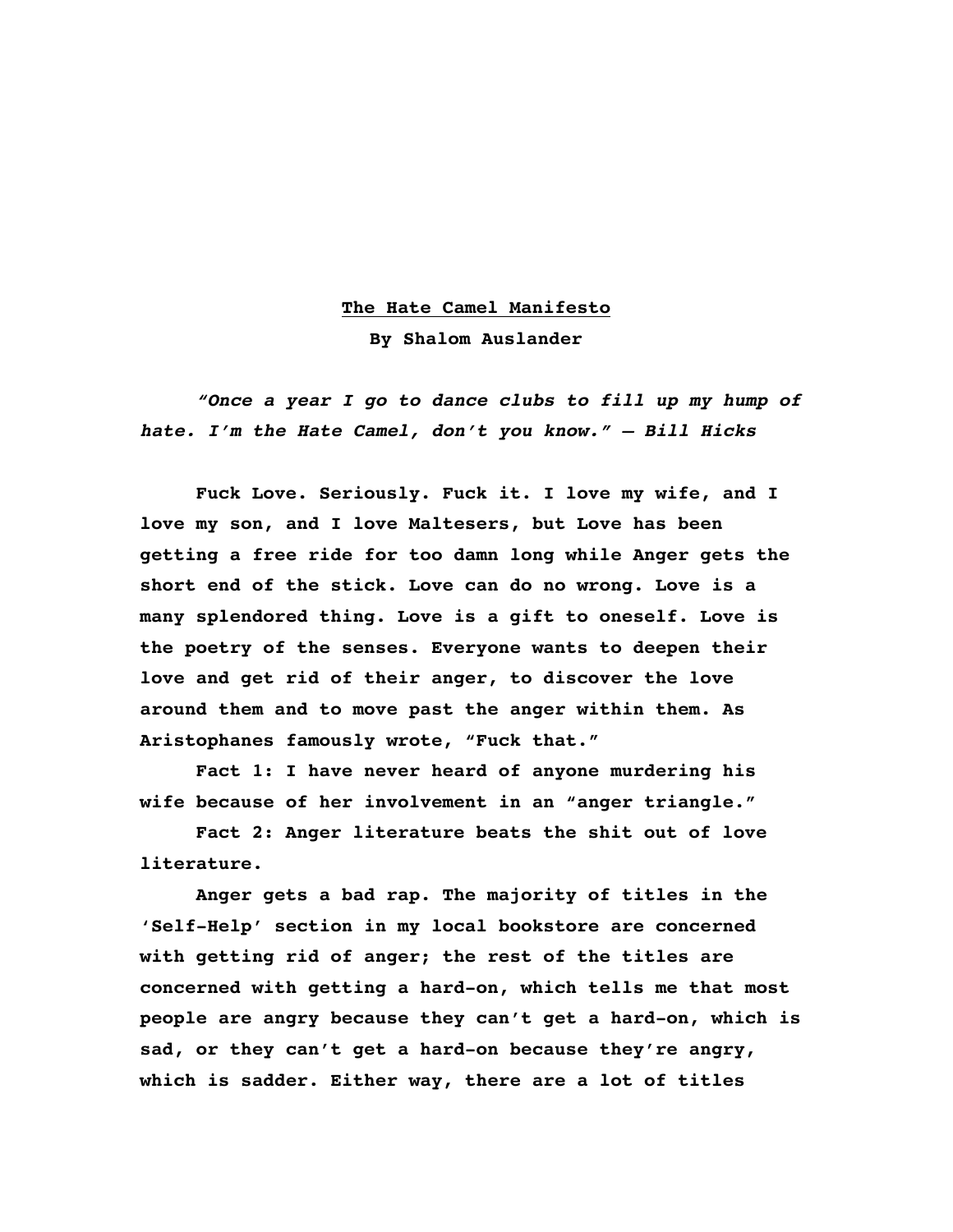**The Hate Camel Manifesto**

**By Shalom Auslander**

***"Once a year I go to dance clubs to fill up my hump of hate. I'm the Hate Camel, don't you know." – Bill Hicks***

**Fuck Love. Seriously. Fuck it. I love my wife, and I love my son, and I love Maltesers, but Love has been getting a free ride for too damn long while Anger gets the short end of the stick. Love can do no wrong. Love is a many splendored thing. Love is a gift to oneself. Love is the poetry of the senses. Everyone wants to deepen their love and get rid of their anger, to discover the love around them and to move past the anger within them. As Aristophanes famously wrote, "Fuck that."**

**Fact 1: I have never heard of anyone murdering his wife because of her involvement in an "anger triangle."**

**Fact 2: Anger literature beats the shit out of love literature.**

**Anger gets a bad rap. The majority of titles in the 'Self-Help' section in my local bookstore are concerned with getting rid of anger; the rest of the titles are concerned with getting a hard-on, which tells me that most people are angry because they can't get a hard-on, which is sad, or they can't get a hard-on because they're angry, which is sadder. Either way, there are a lot of titles**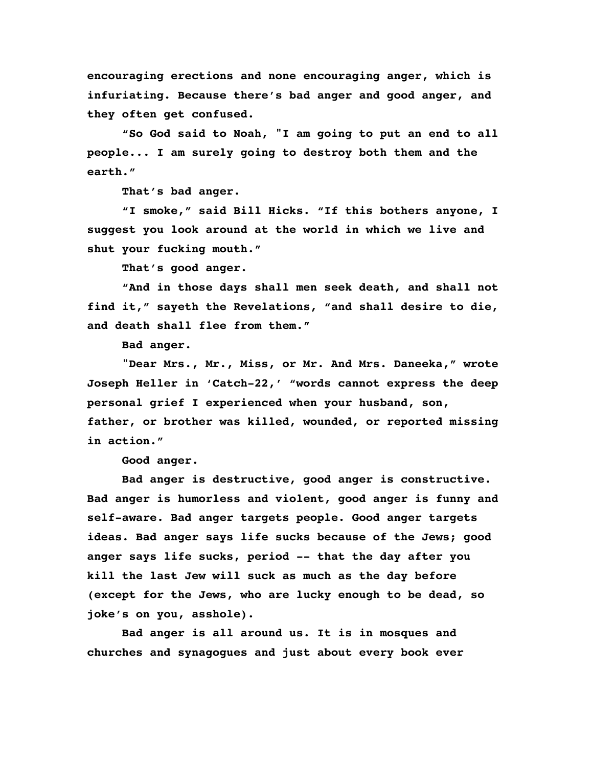encouraging erections and none encouraging anger, which is infuriating. Because there's bad anger and good anger, and they often get confused.

"So God said to Noah, "I am going to put an end to all people... I am surely going to destroy both them and the earth."

That's bad anger.

"I smoke," said Bill Hicks. "If this bothers anyone, I suggest you look around at the world in which we live and shut your fucking mouth."

That's good anger.

"And in those days shall men seek death, and shall not find it," sayeth the Revelations, "and shall desire to die, and death shall flee from them."

Bad anger.

"Dear Mrs., Mr., Miss, or Mr. And Mrs. Daneeka," wrote Joseph Heller in 'Catch-22,' "words cannot express the deep personal grief I experienced when your husband, son, father, or brother was killed, wounded, or reported missing in action."

Good anger.

Bad anger is destructive, good anger is constructive. Bad anger is humorless and violent, good anger is funny and self-aware. Bad anger targets people. Good anger targets ideas. Bad anger says life sucks because of the Jews; good anger says life sucks, period -- that the day after you kill the last Jew will suck as much as the day before (except for the Jews, who are lucky enough to be dead, so joke's on you, asshole).

Bad anger is all around us. It is in mosques and churches and synagogues and just about every book ever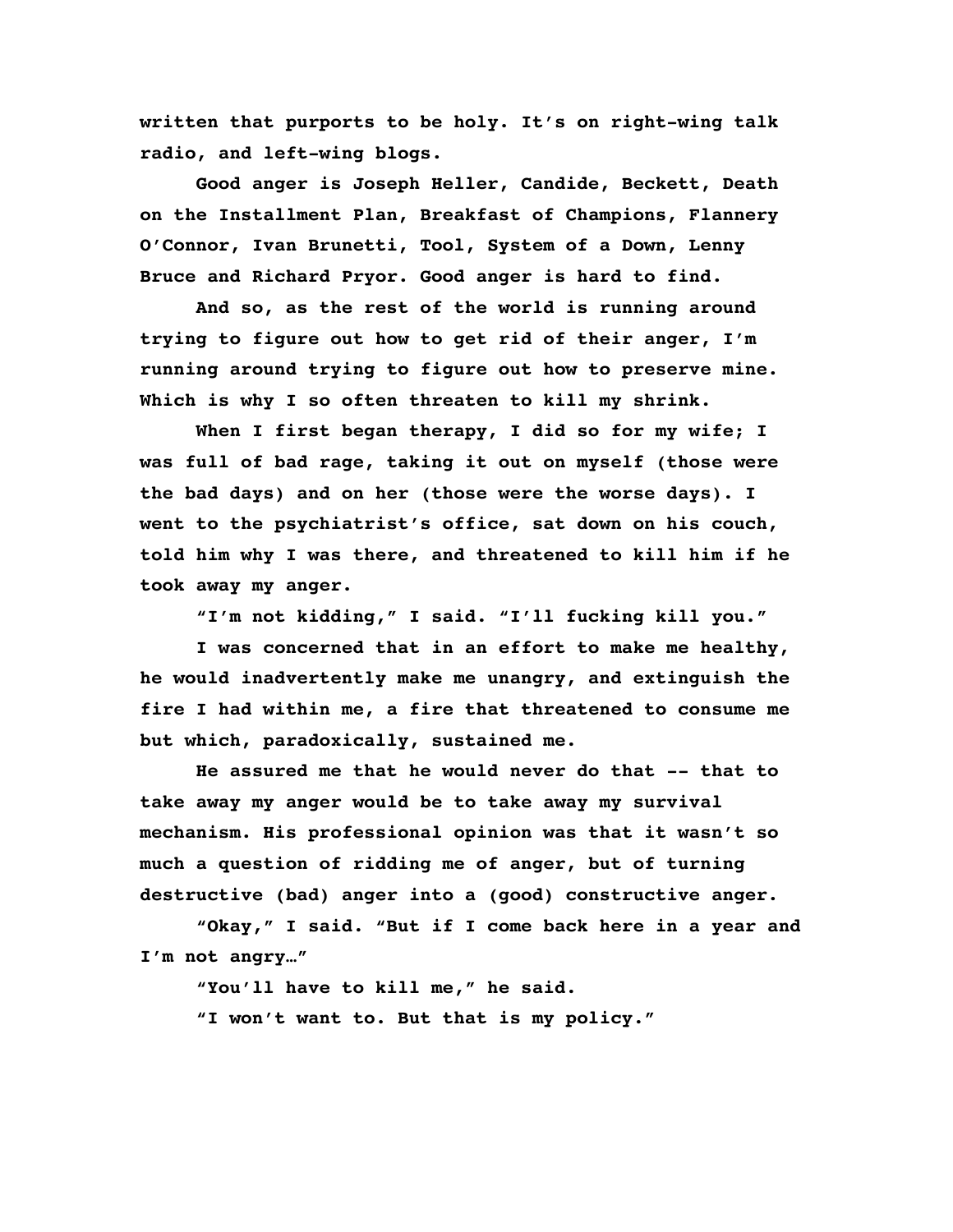written that purports to be holy. It's on right-wing talk radio, and left-wing blogs.

Good anger is Joseph Heller, Candide, Beckett, Death on the Installment Plan, Breakfast of Champions, Flannery O'Connor, Ivan Brunetti, Tool, System of a Down, Lenny Bruce and Richard Pryor. Good anger is hard to find.

And so, as the rest of the world is running around trying to figure out how to get rid of their anger, I'm running around trying to figure out how to preserve mine. Which is why I so often threaten to kill my shrink.

When I first began therapy, I did so for my wife; I was full of bad rage, taking it out on myself (those were the bad days) and on her (those were the worse days). I went to the psychiatrist's office, sat down on his couch, told him why I was there, and threatened to kill him if he took away my anger.

"I'm not kidding," I said. "I'll fucking kill you."

I was concerned that in an effort to make me healthy, he would inadvertently make me unangry, and extinguish the fire I had within me, a fire that threatened to consume me but which, paradoxically, sustained me.

He assured me that he would never do that -- that to take away my anger would be to take away my survival mechanism. His professional opinion was that it wasn't so much a question of ridding me of anger, but of turning destructive (bad) anger into a (good) constructive anger.

"Okay," I said. "But if I come back here in a year and I'm not angry…"

"You'll have to kill me," he said.

"I won't want to. But that is my policy."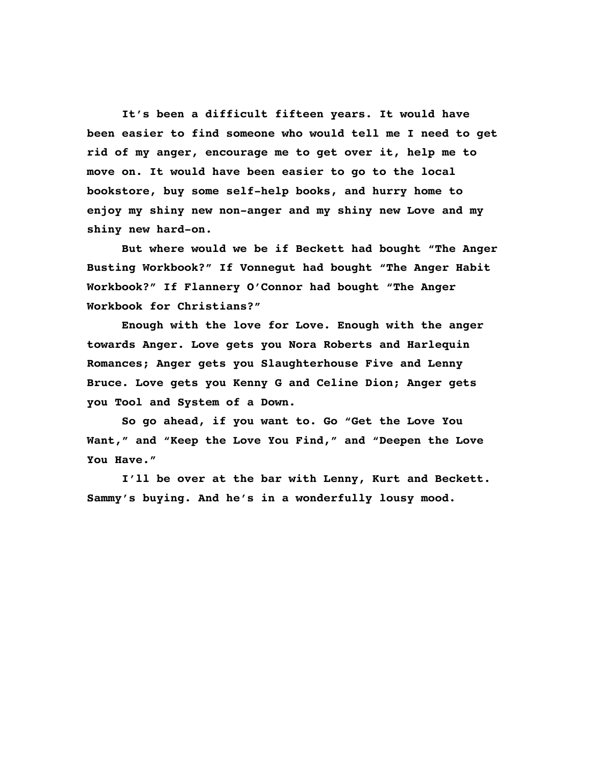It's been a difficult fifteen years. It would have been easier to find someone who would tell me I need to get rid of my anger, encourage me to get over it, help me to move on. It would have been easier to go to the local bookstore, buy some self-help books, and hurry home to enjoy my shiny new non-anger and my shiny new Love and my shiny new hard-on.

But where would we be if Beckett had bought "The Anger Busting Workbook?" If Vonnegut had bought "The Anger Habit Workbook?" If Flannery O'Connor had bought "The Anger Workbook for Christians?"

Enough with the love for Love. Enough with the anger towards Anger. Love gets you Nora Roberts and Harlequin Romances; Anger gets you Slaughterhouse Five and Lenny Bruce. Love gets you Kenny G and Celine Dion; Anger gets you Tool and System of a Down.

So go ahead, if you want to. Go "Get the Love You Want," and "Keep the Love You Find," and "Deepen the Love You Have."

I'll be over at the bar with Lenny, Kurt and Beckett. Sammy's buying. And he's in a wonderfully lousy mood.